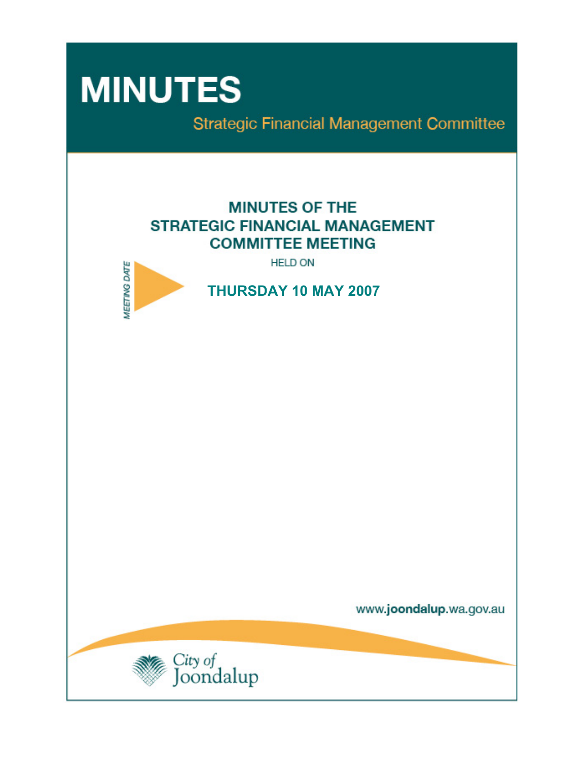# MINUTES

Strategic Financial Management Committee

## MINUTES OF THE STRATEGIC FINANCIAL MANAGEMENT COMMITTEE MEETING

HELD ON

MEETING DATE

**THURSDAY 10 MAY 2007**

www.**joondalup**.wa.gov.au

City of Joondalup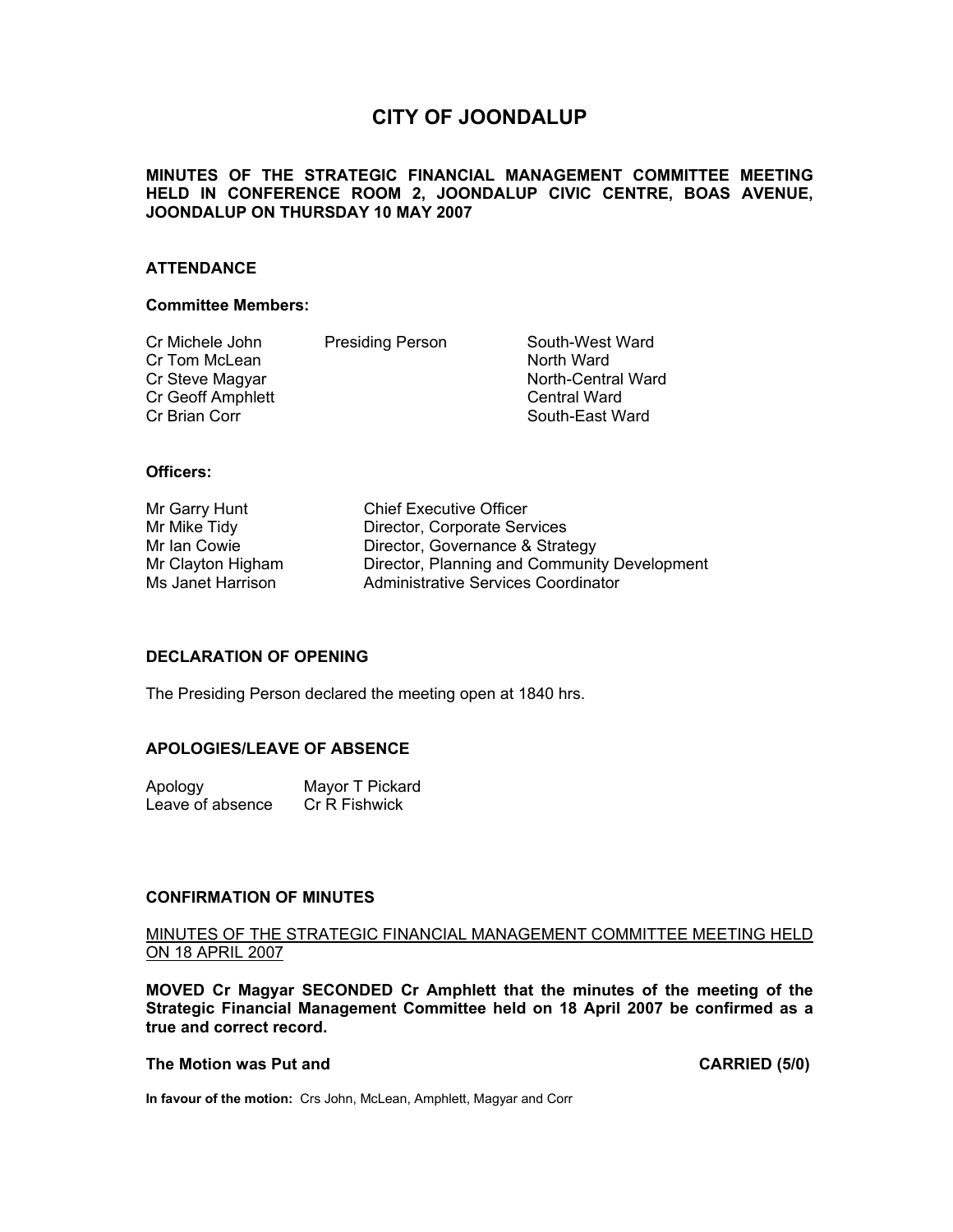# CITY OF JOONDALUP

**MINUTES OF THE STRATEGIC FINANCIAL MANAGEMENT COMMITTEE MEETING HELD IN CONFERENCE ROOM 2, JOONDALUP CIVIC CENTRE, BOAS AVENUE, JOONDALUP ON THURSDAY 10 MAY 2007**

## ATTENDANCE

**Committee Members:**

| | | |
|---|---|---|
| Cr Michele John | Presiding Person | South-West Ward |
| Cr Tom McLean | | North Ward |
| Cr Steve Magyar | | North-Central Ward |
| Cr Geoff Amphlett | | Central Ward |
| Cr Brian Corr | | South-East Ward |

**Officers:**

| | |
|---|---|
| Mr Garry Hunt | Chief Executive Officer |
| Mr Mike Tidy | Director, Corporate Services |
| Mr Ian Cowie | Director, Governance & Strategy |
| Mr Clayton Higham | Director, Planning and Community Development |
| Ms Janet Harrison | Administrative Services Coordinator |

## DECLARATION OF OPENING

The Presiding Person declared the meeting open at 1840 hrs.

## APOLOGIES/LEAVE OF ABSENCE

| | |
|---|---|
| Apology | Mayor T Pickard |
| Leave of absence | Cr R Fishwick |

## CONFIRMATION OF MINUTES

MINUTES OF THE STRATEGIC FINANCIAL MANAGEMENT COMMITTEE MEETING HELD ON 18 APRIL 2007

**MOVED Cr Magyar SECONDED Cr Amphlett that the minutes of the meeting of the Strategic Financial Management Committee held on 18 April 2007 be confirmed as a true and correct record.**

**The Motion was Put and CARRIED (5/0)**

**In favour of the motion:** Crs John, McLean, Amphlett, Magyar and Corr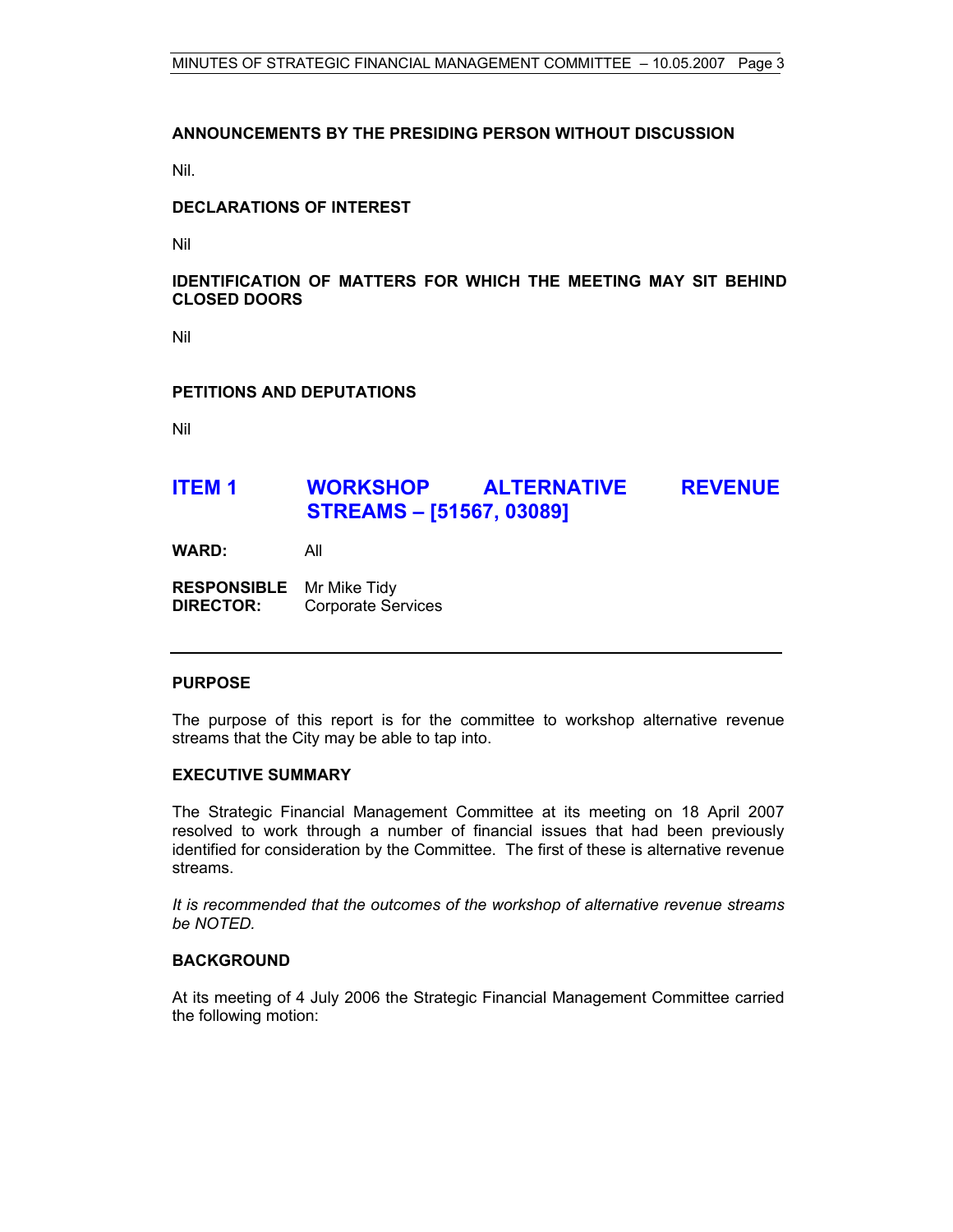**ANNOUNCEMENTS BY THE PRESIDING PERSON WITHOUT DISCUSSION**

Nil.

**DECLARATIONS OF INTEREST**

Nil

**IDENTIFICATION OF MATTERS FOR WHICH THE MEETING MAY SIT BEHIND CLOSED DOORS**

Nil

**PETITIONS AND DEPUTATIONS**

Nil

## ITEM 1 WORKSHOP ALTERNATIVE REVENUE STREAMS – [51567, 03089]

**WARD:** All

**RESPONSIBLE DIRECTOR:** Mr Mike Tidy
Corporate Services

---

**PURPOSE**

The purpose of this report is for the committee to workshop alternative revenue streams that the City may be able to tap into.

**EXECUTIVE SUMMARY**

The Strategic Financial Management Committee at its meeting on 18 April 2007 resolved to work through a number of financial issues that had been previously identified for consideration by the Committee. The first of these is alternative revenue streams.

*It is recommended that the outcomes of the workshop of alternative revenue streams be NOTED.*

**BACKGROUND**

At its meeting of 4 July 2006 the Strategic Financial Management Committee carried the following motion: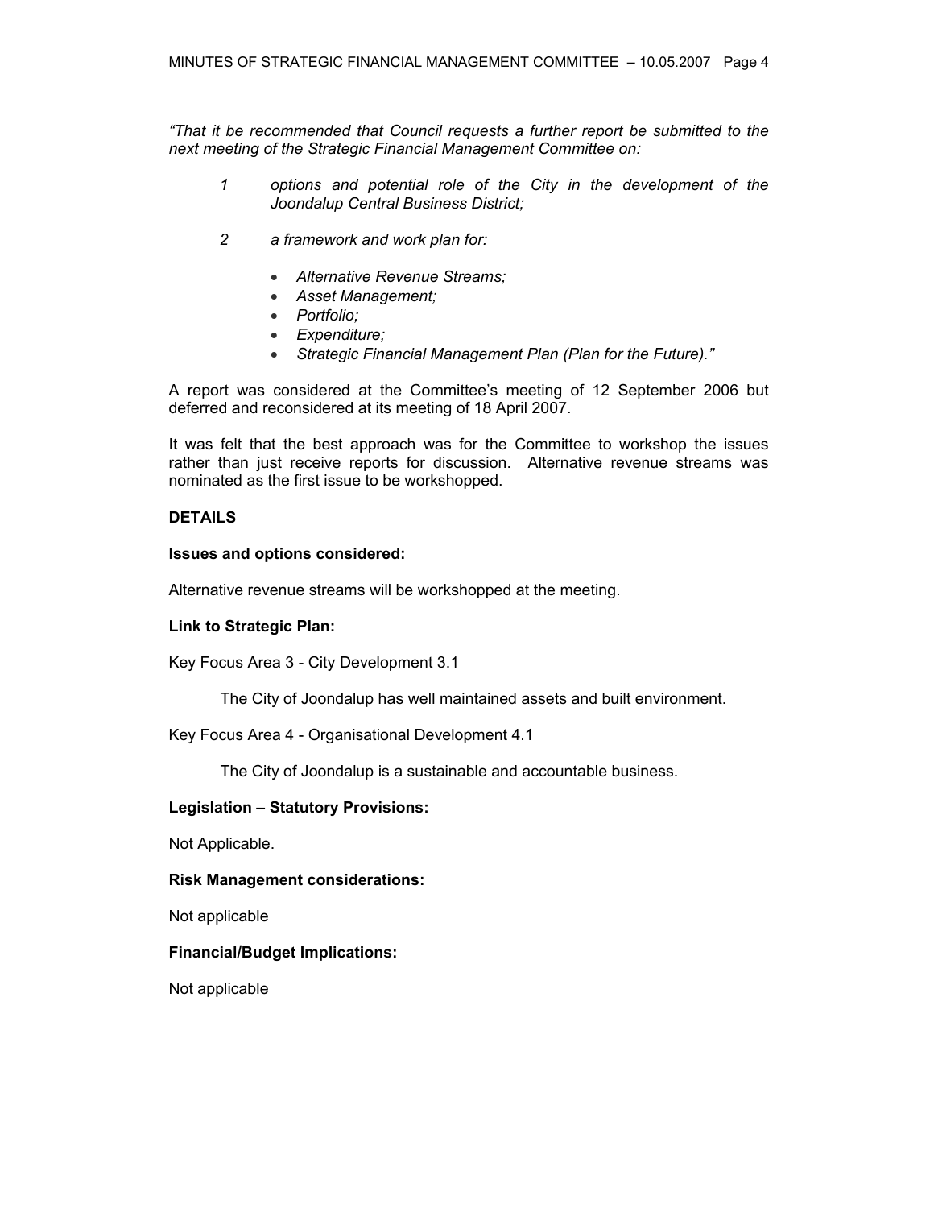*"That it be recommended that Council requests a further report be submitted to the next meeting of the Strategic Financial Management Committee on:*

*1 options and potential role of the City in the development of the Joondalup Central Business District;*

*2 a framework and work plan for:*

- *Alternative Revenue Streams;*
- *Asset Management;*
- *Portfolio;*
- *Expenditure;*
- *Strategic Financial Management Plan (Plan for the Future)."*

A report was considered at the Committee's meeting of 12 September 2006 but deferred and reconsidered at its meeting of 18 April 2007.

It was felt that the best approach was for the Committee to workshop the issues rather than just receive reports for discussion. Alternative revenue streams was nominated as the first issue to be workshopped.

**DETAILS**

**Issues and options considered:**

Alternative revenue streams will be workshopped at the meeting.

**Link to Strategic Plan:**

Key Focus Area 3 - City Development 3.1

The City of Joondalup has well maintained assets and built environment.

Key Focus Area 4 - Organisational Development 4.1

The City of Joondalup is a sustainable and accountable business.

**Legislation – Statutory Provisions:**

Not Applicable.

**Risk Management considerations:**

Not applicable

**Financial/Budget Implications:**

Not applicable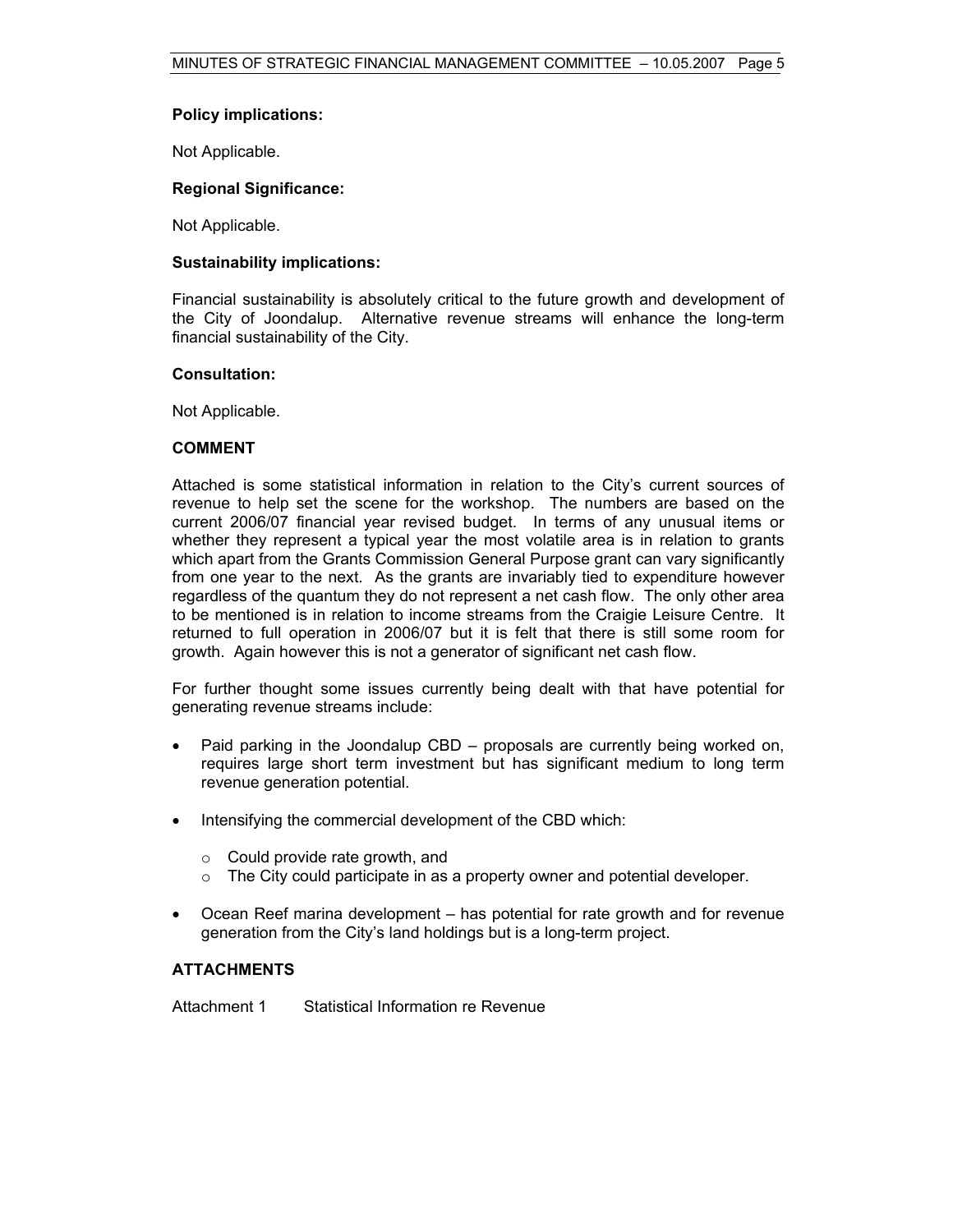**Policy implications:**

Not Applicable.

**Regional Significance:**

Not Applicable.

**Sustainability implications:**

Financial sustainability is absolutely critical to the future growth and development of the City of Joondalup. Alternative revenue streams will enhance the long-term financial sustainability of the City.

**Consultation:**

Not Applicable.

**COMMENT**

Attached is some statistical information in relation to the City's current sources of revenue to help set the scene for the workshop. The numbers are based on the current 2006/07 financial year revised budget. In terms of any unusual items or whether they represent a typical year the most volatile area is in relation to grants which apart from the Grants Commission General Purpose grant can vary significantly from one year to the next. As the grants are invariably tied to expenditure however regardless of the quantum they do not represent a net cash flow. The only other area to be mentioned is in relation to income streams from the Craigie Leisure Centre. It returned to full operation in 2006/07 but it is felt that there is still some room for growth. Again however this is not a generator of significant net cash flow.

For further thought some issues currently being dealt with that have potential for generating revenue streams include:

- Paid parking in the Joondalup CBD – proposals are currently being worked on, requires large short term investment but has significant medium to long term revenue generation potential.
- Intensifying the commercial development of the CBD which:
  - Could provide rate growth, and
  - The City could participate in as a property owner and potential developer.
- Ocean Reef marina development – has potential for rate growth and for revenue generation from the City's land holdings but is a long-term project.

**ATTACHMENTS**

Attachment 1 Statistical Information re Revenue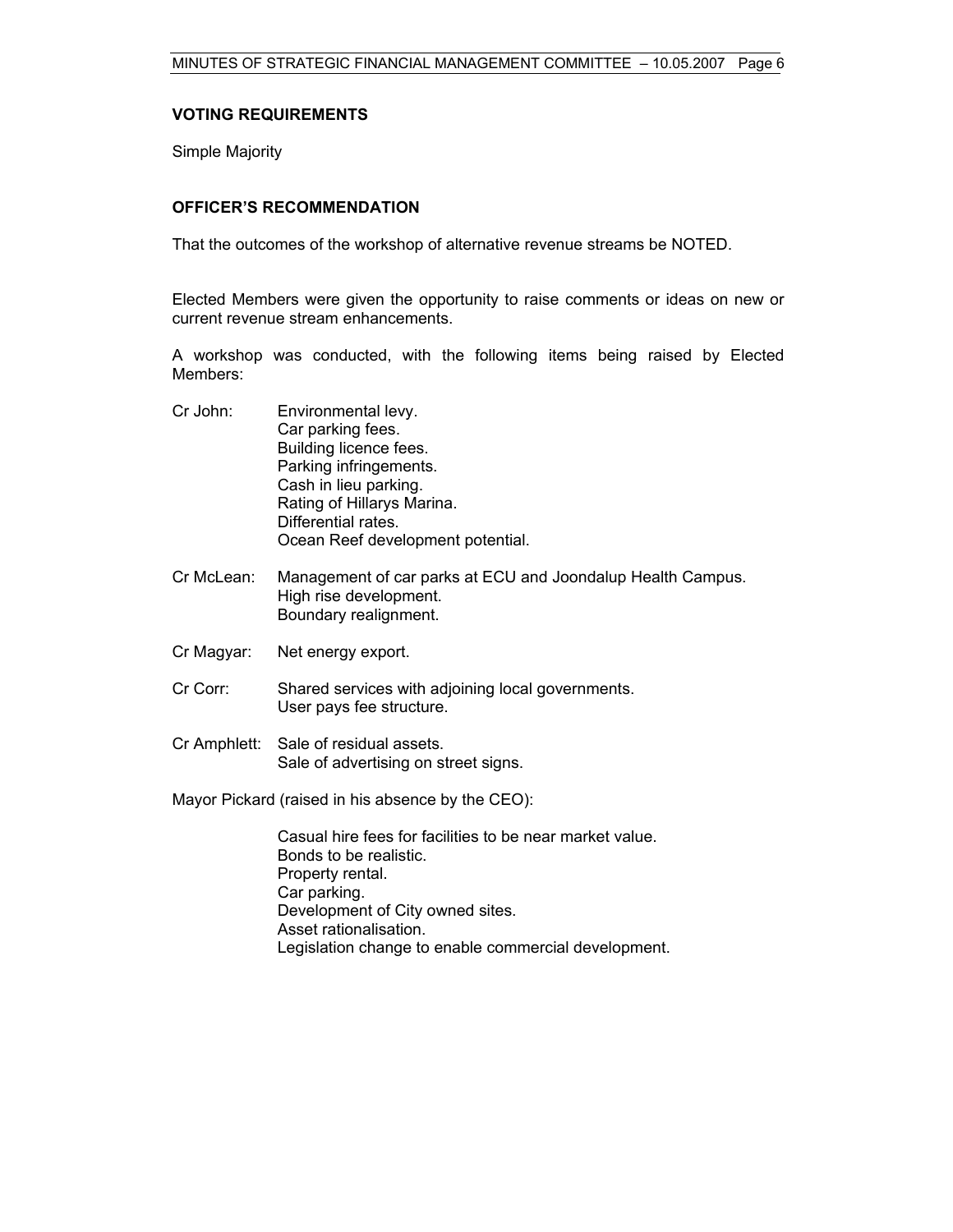**VOTING REQUIREMENTS**

Simple Majority

**OFFICER'S RECOMMENDATION**

That the outcomes of the workshop of alternative revenue streams be NOTED.

Elected Members were given the opportunity to raise comments or ideas on new or current revenue stream enhancements.

A workshop was conducted, with the following items being raised by Elected Members:

Cr John:
- Environmental levy.
- Car parking fees.
- Building licence fees.
- Parking infringements.
- Cash in lieu parking.
- Rating of Hillarys Marina.
- Differential rates.
- Ocean Reef development potential.

Cr McLean:
- Management of car parks at ECU and Joondalup Health Campus.
- High rise development.
- Boundary realignment.

Cr Magyar:
- Net energy export.

Cr Corr:
- Shared services with adjoining local governments.
- User pays fee structure.

Cr Amphlett:
- Sale of residual assets.
- Sale of advertising on street signs.

Mayor Pickard (raised in his absence by the CEO):

- Casual hire fees for facilities to be near market value.
- Bonds to be realistic.
- Property rental.
- Car parking.
- Development of City owned sites.
- Asset rationalisation.
- Legislation change to enable commercial development.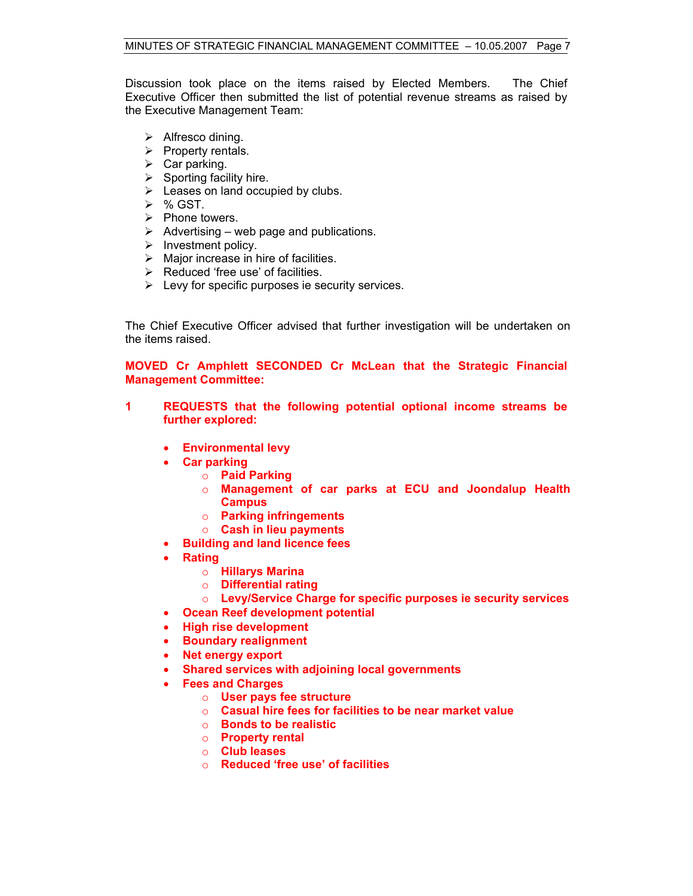Discussion took place on the items raised by Elected Members. The Chief Executive Officer then submitted the list of potential revenue streams as raised by the Executive Management Team:

- Alfresco dining.
- Property rentals.
- Car parking.
- Sporting facility hire.
- Leases on land occupied by clubs.
- % GST.
- Phone towers.
- Advertising – web page and publications.
- Investment policy.
- Major increase in hire of facilities.
- Reduced 'free use' of facilities.
- Levy for specific purposes ie security services.

The Chief Executive Officer advised that further investigation will be undertaken on the items raised.

**MOVED Cr Amphlett SECONDED Cr McLean that the Strategic Financial Management Committee:**

**1 REQUESTS that the following potential optional income streams be further explored:**

- **Environmental levy**
- **Car parking**
  - **Paid Parking**
  - **Management of car parks at ECU and Joondalup Health Campus**
  - **Parking infringements**
  - **Cash in lieu payments**
- **Building and land licence fees**
- **Rating**
  - **Hillarys Marina**
  - **Differential rating**
  - **Levy/Service Charge for specific purposes ie security services**
- **Ocean Reef development potential**
- **High rise development**
- **Boundary realignment**
- **Net energy export**
- **Shared services with adjoining local governments**
- **Fees and Charges**
  - **User pays fee structure**
  - **Casual hire fees for facilities to be near market value**
  - **Bonds to be realistic**
  - **Property rental**
  - **Club leases**
  - **Reduced 'free use' of facilities**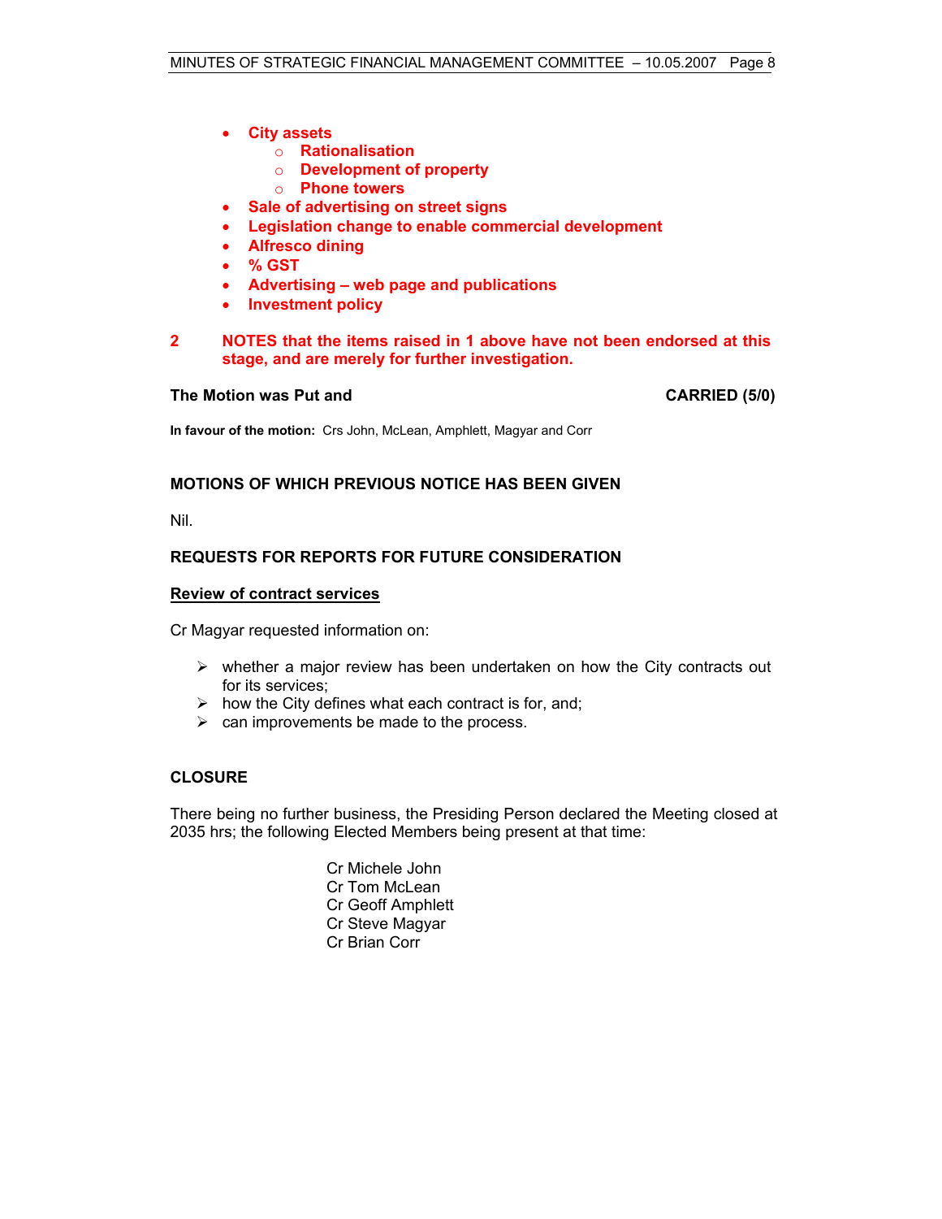- **City assets**
  - **Rationalisation**
  - **Development of property**
  - **Phone towers**
- **Sale of advertising on street signs**
- **Legislation change to enable commercial development**
- **Alfresco dining**
- **% GST**
- **Advertising – web page and publications**
- **Investment policy**

**2 NOTES that the items raised in 1 above have not been endorsed at this stage, and are merely for further investigation.**

**The Motion was Put and CARRIED (5/0)**

**In favour of the motion:** Crs John, McLean, Amphlett, Magyar and Corr

## MOTIONS OF WHICH PREVIOUS NOTICE HAS BEEN GIVEN

Nil.

## REQUESTS FOR REPORTS FOR FUTURE CONSIDERATION

**Review of contract services**

Cr Magyar requested information on:

- whether a major review has been undertaken on how the City contracts out for its services;
- how the City defines what each contract is for, and;
- can improvements be made to the process.

## CLOSURE

There being no further business, the Presiding Person declared the Meeting closed at 2035 hrs; the following Elected Members being present at that time:

Cr Michele John
Cr Tom McLean
Cr Geoff Amphlett
Cr Steve Magyar
Cr Brian Corr